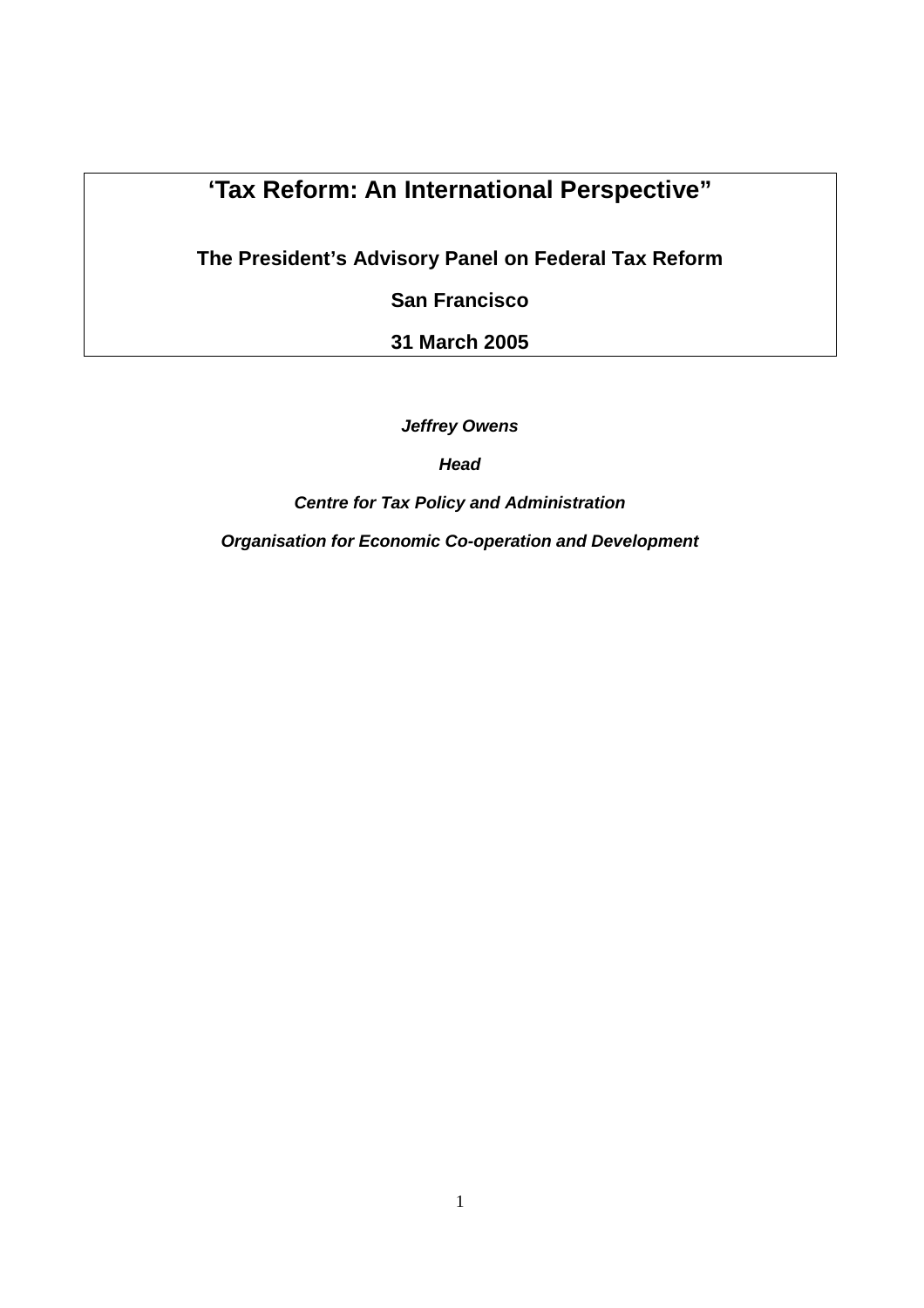# ‘Tax Reform: An International Perspective”

**The President’s Advisory Panel on Federal Tax Reform**

**San Francisco**

**31 March 2005**

***Jeffrey Owens***

***Head***

***Centre for Tax Policy and Administration***

***Organisation for Economic Co-operation and Development***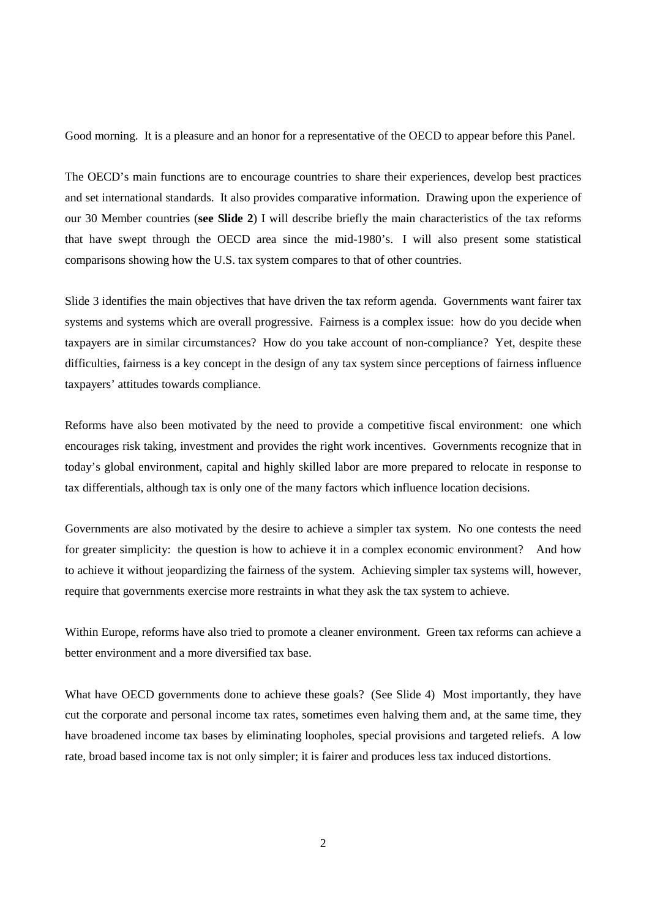Good morning. It is a pleasure and an honor for a representative of the OECD to appear before this Panel.

The OECD's main functions are to encourage countries to share their experiences, develop best practices and set international standards. It also provides comparative information. Drawing upon the experience of our 30 Member countries (**see Slide 2**) I will describe briefly the main characteristics of the tax reforms that have swept through the OECD area since the mid-1980's. I will also present some statistical comparisons showing how the U.S. tax system compares to that of other countries.

Slide 3 identifies the main objectives that have driven the tax reform agenda. Governments want fairer tax systems and systems which are overall progressive. Fairness is a complex issue: how do you decide when taxpayers are in similar circumstances? How do you take account of non-compliance? Yet, despite these difficulties, fairness is a key concept in the design of any tax system since perceptions of fairness influence taxpayers' attitudes towards compliance.

Reforms have also been motivated by the need to provide a competitive fiscal environment: one which encourages risk taking, investment and provides the right work incentives. Governments recognize that in today's global environment, capital and highly skilled labor are more prepared to relocate in response to tax differentials, although tax is only one of the many factors which influence location decisions.

Governments are also motivated by the desire to achieve a simpler tax system. No one contests the need for greater simplicity: the question is how to achieve it in a complex economic environment? And how to achieve it without jeopardizing the fairness of the system. Achieving simpler tax systems will, however, require that governments exercise more restraints in what they ask the tax system to achieve.

Within Europe, reforms have also tried to promote a cleaner environment. Green tax reforms can achieve a better environment and a more diversified tax base.

What have OECD governments done to achieve these goals? (See Slide 4) Most importantly, they have cut the corporate and personal income tax rates, sometimes even halving them and, at the same time, they have broadened income tax bases by eliminating loopholes, special provisions and targeted reliefs. A low rate, broad based income tax is not only simpler; it is fairer and produces less tax induced distortions.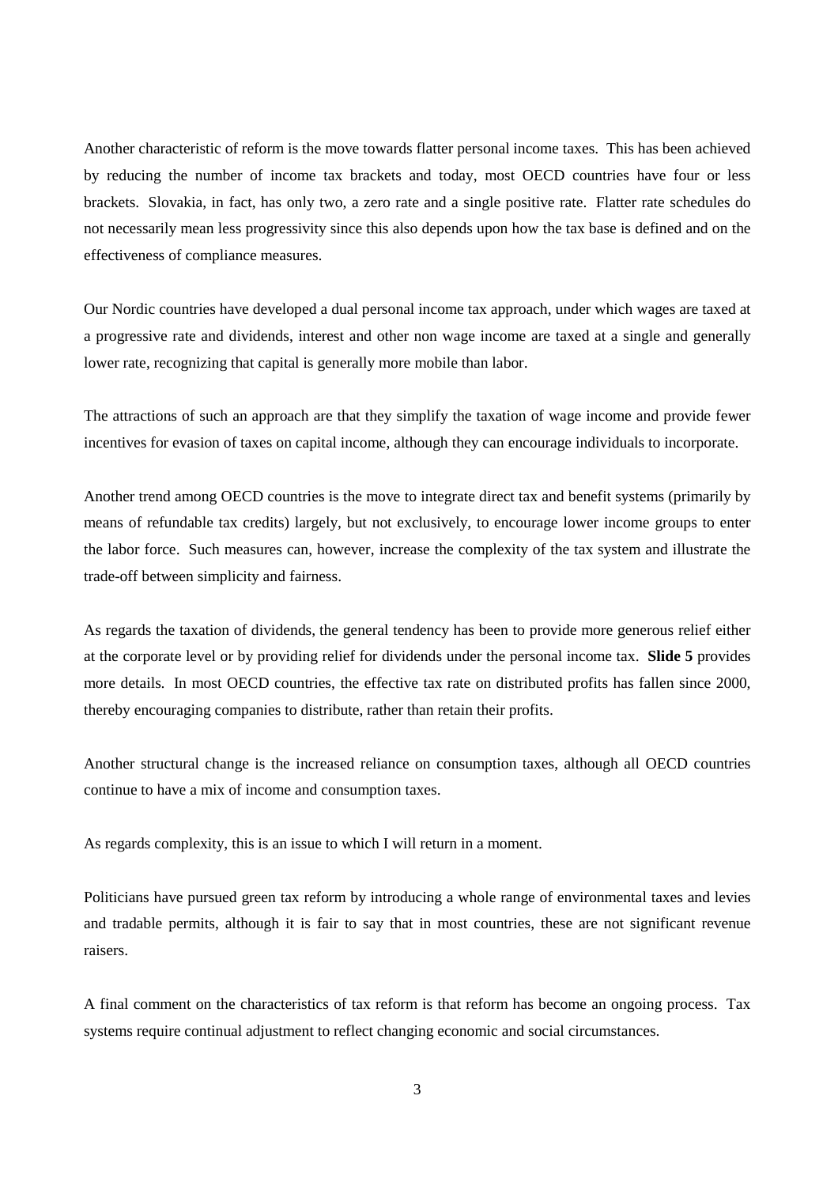Another characteristic of reform is the move towards flatter personal income taxes. This has been achieved by reducing the number of income tax brackets and today, most OECD countries have four or less brackets. Slovakia, in fact, has only two, a zero rate and a single positive rate. Flatter rate schedules do not necessarily mean less progressivity since this also depends upon how the tax base is defined and on the effectiveness of compliance measures.

Our Nordic countries have developed a dual personal income tax approach, under which wages are taxed at a progressive rate and dividends, interest and other non wage income are taxed at a single and generally lower rate, recognizing that capital is generally more mobile than labor.

The attractions of such an approach are that they simplify the taxation of wage income and provide fewer incentives for evasion of taxes on capital income, although they can encourage individuals to incorporate.

Another trend among OECD countries is the move to integrate direct tax and benefit systems (primarily by means of refundable tax credits) largely, but not exclusively, to encourage lower income groups to enter the labor force. Such measures can, however, increase the complexity of the tax system and illustrate the trade-off between simplicity and fairness.

As regards the taxation of dividends, the general tendency has been to provide more generous relief either at the corporate level or by providing relief for dividends under the personal income tax. **Slide 5** provides more details. In most OECD countries, the effective tax rate on distributed profits has fallen since 2000, thereby encouraging companies to distribute, rather than retain their profits.

Another structural change is the increased reliance on consumption taxes, although all OECD countries continue to have a mix of income and consumption taxes.

As regards complexity, this is an issue to which I will return in a moment.

Politicians have pursued green tax reform by introducing a whole range of environmental taxes and levies and tradable permits, although it is fair to say that in most countries, these are not significant revenue raisers.

A final comment on the characteristics of tax reform is that reform has become an ongoing process. Tax systems require continual adjustment to reflect changing economic and social circumstances.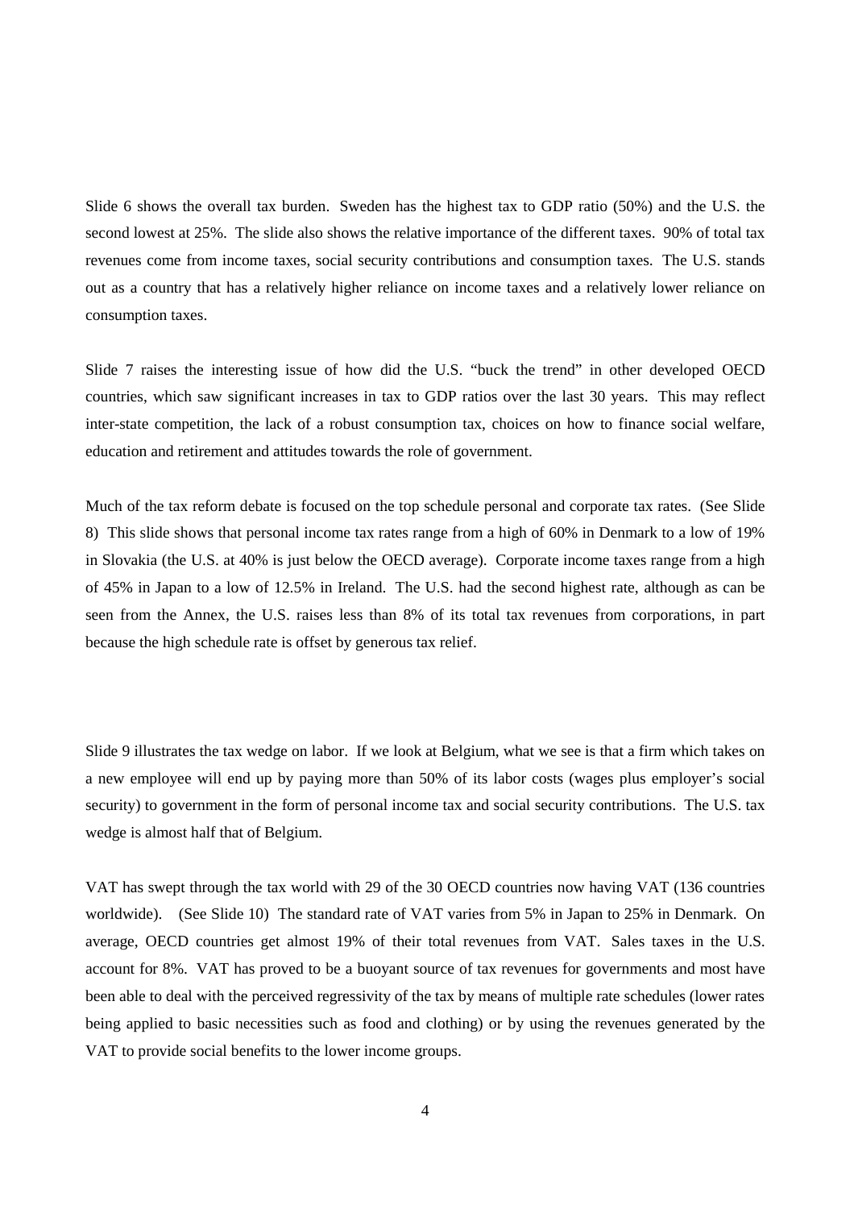Slide 6 shows the overall tax burden. Sweden has the highest tax to GDP ratio (50%) and the U.S. the second lowest at 25%. The slide also shows the relative importance of the different taxes. 90% of total tax revenues come from income taxes, social security contributions and consumption taxes. The U.S. stands out as a country that has a relatively higher reliance on income taxes and a relatively lower reliance on consumption taxes.

Slide 7 raises the interesting issue of how did the U.S. "buck the trend" in other developed OECD countries, which saw significant increases in tax to GDP ratios over the last 30 years. This may reflect inter-state competition, the lack of a robust consumption tax, choices on how to finance social welfare, education and retirement and attitudes towards the role of government.

Much of the tax reform debate is focused on the top schedule personal and corporate tax rates. (See Slide 8) This slide shows that personal income tax rates range from a high of 60% in Denmark to a low of 19% in Slovakia (the U.S. at 40% is just below the OECD average). Corporate income taxes range from a high of 45% in Japan to a low of 12.5% in Ireland. The U.S. had the second highest rate, although as can be seen from the Annex, the U.S. raises less than 8% of its total tax revenues from corporations, in part because the high schedule rate is offset by generous tax relief.

Slide 9 illustrates the tax wedge on labor. If we look at Belgium, what we see is that a firm which takes on a new employee will end up by paying more than 50% of its labor costs (wages plus employer's social security) to government in the form of personal income tax and social security contributions. The U.S. tax wedge is almost half that of Belgium.

VAT has swept through the tax world with 29 of the 30 OECD countries now having VAT (136 countries worldwide). (See Slide 10) The standard rate of VAT varies from 5% in Japan to 25% in Denmark. On average, OECD countries get almost 19% of their total revenues from VAT. Sales taxes in the U.S. account for 8%. VAT has proved to be a buoyant source of tax revenues for governments and most have been able to deal with the perceived regressivity of the tax by means of multiple rate schedules (lower rates being applied to basic necessities such as food and clothing) or by using the revenues generated by the VAT to provide social benefits to the lower income groups.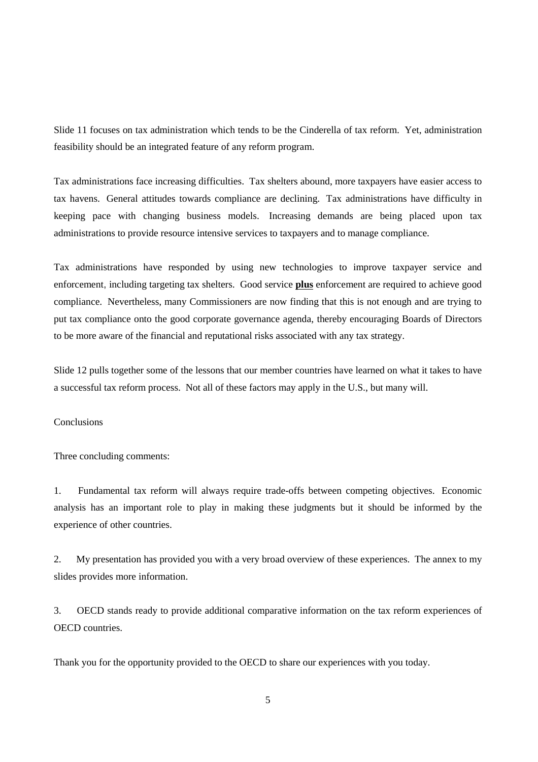Slide 11 focuses on tax administration which tends to be the Cinderella of tax reform. Yet, administration feasibility should be an integrated feature of any reform program.

Tax administrations face increasing difficulties. Tax shelters abound, more taxpayers have easier access to tax havens. General attitudes towards compliance are declining. Tax administrations have difficulty in keeping pace with changing business models. Increasing demands are being placed upon tax administrations to provide resource intensive services to taxpayers and to manage compliance.

Tax administrations have responded by using new technologies to improve taxpayer service and enforcement, including targeting tax shelters. Good service **<u>plus</u>** enforcement are required to achieve good compliance. Nevertheless, many Commissioners are now finding that this is not enough and are trying to put tax compliance onto the good corporate governance agenda, thereby encouraging Boards of Directors to be more aware of the financial and reputational risks associated with any tax strategy.

Slide 12 pulls together some of the lessons that our member countries have learned on what it takes to have a successful tax reform process. Not all of these factors may apply in the U.S., but many will.

Conclusions

Three concluding comments:

1. Fundamental tax reform will always require trade-offs between competing objectives. Economic analysis has an important role to play in making these judgments but it should be informed by the experience of other countries.

2. My presentation has provided you with a very broad overview of these experiences. The annex to my slides provides more information.

3. OECD stands ready to provide additional comparative information on the tax reform experiences of OECD countries.

Thank you for the opportunity provided to the OECD to share our experiences with you today.